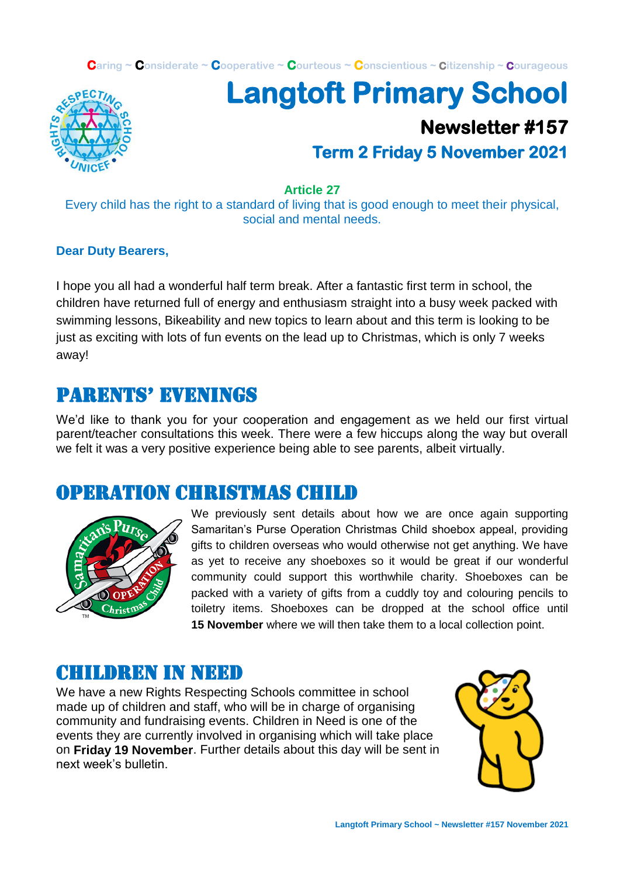Caring ~ Considerate ~ Cooperative ~ Courteous ~ Conscientious ~ Citizenship ~ Courageous

# Langtoft Primary School

## Newsletter #157

### Term 2 Friday 5 November 2021

**Article 27**

Every child has the right to a standard of living that is good enough to meet their physical, social and mental needs.

**Dear Duty Bearers,**

I hope you all had a wonderful half term break. After a fantastic first term in school, the children have returned full of energy and enthusiasm straight into a busy week packed with swimming lessons, Bikeability and new topics to learn about and this term is looking to be just as exciting with lots of fun events on the lead up to Christmas, which is only 7 weeks away!

## PARENTS' EVENINGS

We'd like to thank you for your cooperation and engagement as we held our first virtual parent/teacher consultations this week. There were a few hiccups along the way but overall we felt it was a very positive experience being able to see parents, albeit virtually.

## OPERATION CHRISTMAS CHILD

We previously sent details about how we are once again supporting Samaritan's Purse Operation Christmas Child shoebox appeal, providing gifts to children overseas who would otherwise not get anything. We have as yet to receive any shoeboxes so it would be great if our wonderful community could support this worthwhile charity. Shoeboxes can be packed with a variety of gifts from a cuddly toy and colouring pencils to toiletry items. Shoeboxes can be dropped at the school office until **15 November** where we will then take them to a local collection point.

## CHILDREN IN NEED

We have a new Rights Respecting Schools committee in school made up of children and staff, who will be in charge of organising community and fundraising events. Children in Need is one of the events they are currently involved in organising which will take place on **Friday 19 November**. Further details about this day will be sent in next week's bulletin.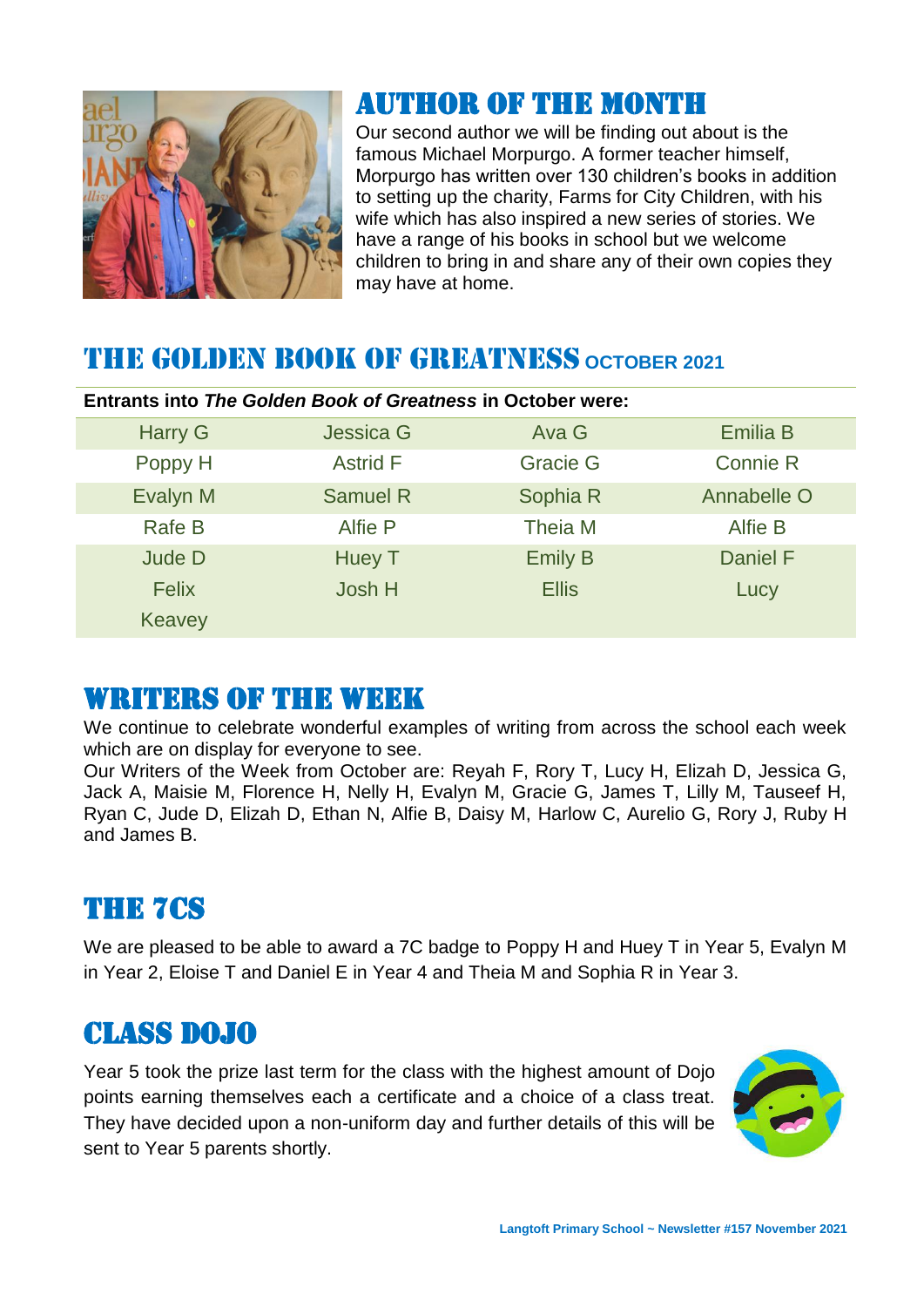## Author of the Month

Our second author we will be finding out about is the famous Michael Morpurgo. A former teacher himself, Morpurgo has written over 130 children's books in addition to setting up the charity, Farms for City Children, with his wife which has also inspired a new series of stories. We have a range of his books in school but we welcome children to bring in and share any of their own copies they may have at home.

## The Golden Book of Greatness October 2021

**Entrants into *The Golden Book of Greatness* in October were:**

| | | | |
|---|---|---|---|
| Harry G | Jessica G | Ava G | Emilia B |
| Poppy H | Astrid F | Gracie G | Connie R |
| Evalyn M | Samuel R | Sophia R | Annabelle O |
| Rafe B | Alfie P | Theia M | Alfie B |
| Jude D | Huey T | Emily B | Daniel F |
| Felix | Josh H | Ellis | Lucy |
| Keavey | | | |

## Writers of the Week

We continue to celebrate wonderful examples of writing from across the school each week which are on display for everyone to see.

Our Writers of the Week from October are: Reyah F, Rory T, Lucy H, Elizah D, Jessica G, Jack A, Maisie M, Florence H, Nelly H, Evalyn M, Gracie G, James T, Lilly M, Tauseef H, Ryan C, Jude D, Elizah D, Ethan N, Alfie B, Daisy M, Harlow C, Aurelio G, Rory J, Ruby H and James B.

## The 7Cs

We are pleased to be able to award a 7C badge to Poppy H and Huey T in Year 5, Evalyn M in Year 2, Eloise T and Daniel E in Year 4 and Theia M and Sophia R in Year 3.

## Class Dojo

Year 5 took the prize last term for the class with the highest amount of Dojo points earning themselves each a certificate and a choice of a class treat. They have decided upon a non-uniform day and further details of this will be sent to Year 5 parents shortly.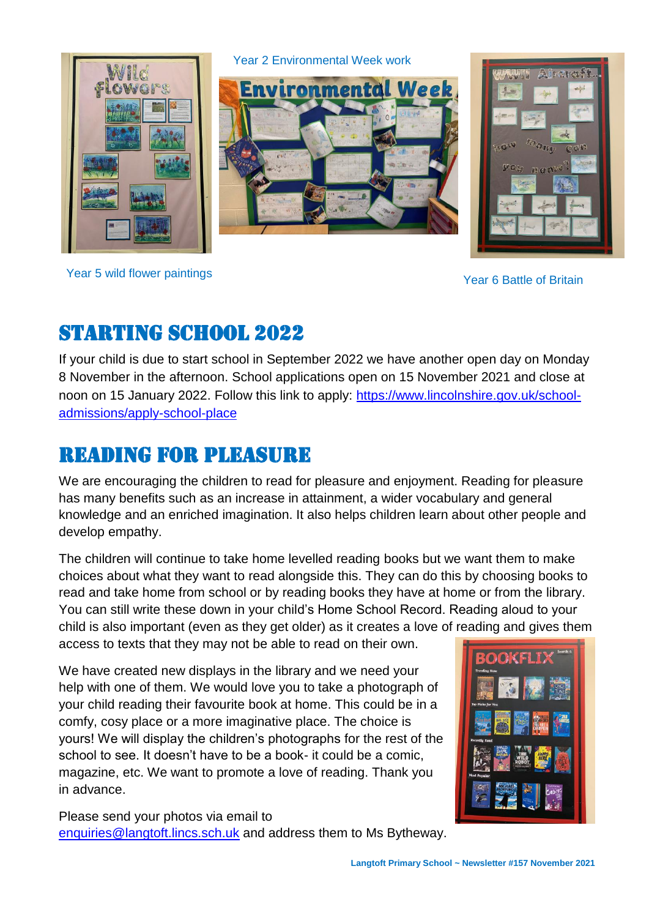Year 2 Environmental Week work

Year 5 wild flower paintings

Year 6 Battle of Britain

## STARTING SCHOOL 2022

If your child is due to start school in September 2022 we have another open day on Monday 8 November in the afternoon. School applications open on 15 November 2021 and close at noon on 15 January 2022. Follow this link to apply: [https://www.lincolnshire.gov.uk/school-admissions/apply-school-place](https://www.lincolnshire.gov.uk/school-admissions/apply-school-place)

## READING FOR PLEASURE

We are encouraging the children to read for pleasure and enjoyment. Reading for pleasure has many benefits such as an increase in attainment, a wider vocabulary and general knowledge and an enriched imagination. It also helps children learn about other people and develop empathy.

The children will continue to take home levelled reading books but we want them to make choices about what they want to read alongside this. They can do this by choosing books to read and take home from school or by reading books they have at home or from the library. You can still write these down in your child's Home School Record. Reading aloud to your child is also important (even as they get older) as it creates a love of reading and gives them access to texts that they may not be able to read on their own.

We have created new displays in the library and we need your help with one of them. We would love you to take a photograph of your child reading their favourite book at home. This could be in a comfy, cosy place or a more imaginative place. The choice is yours! We will display the children's photographs for the rest of the school to see. It doesn't have to be a book- it could be a comic, magazine, etc. We want to promote a love of reading. Thank you in advance.

Please send your photos via email to [enquiries@langtoft.lincs.sch.uk](mailto:enquiries@langtoft.lincs.sch.uk) and address them to Ms Bytheway.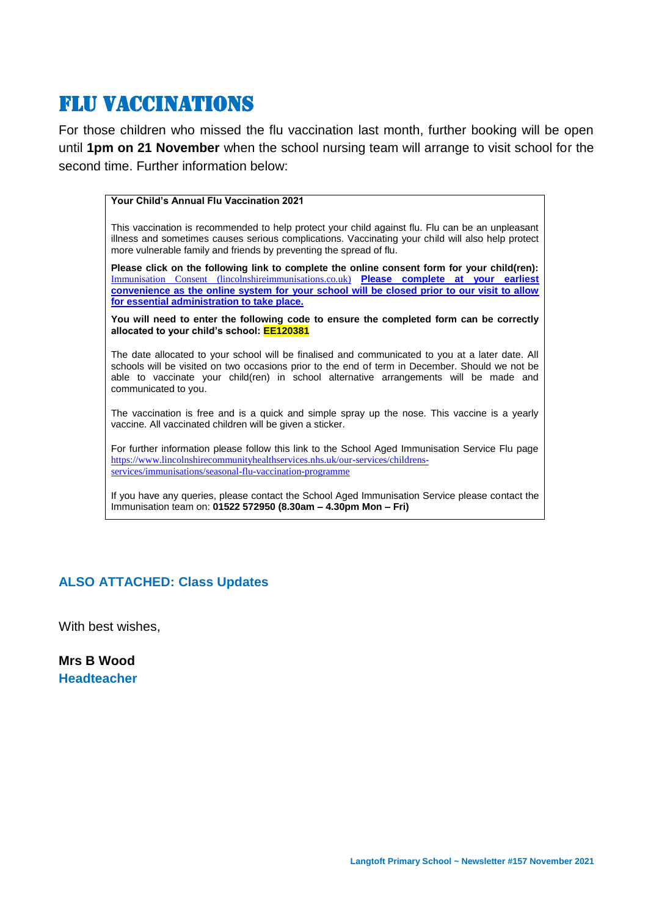# FLU VACCINATIONS

For those children who missed the flu vaccination last month, further booking will be open until **1pm on 21 November** when the school nursing team will arrange to visit school for the second time. Further information below:

**Your Child's Annual Flu Vaccination 2021**

This vaccination is recommended to help protect your child against flu. Flu can be an unpleasant illness and sometimes causes serious complications. Vaccinating your child will also help protect more vulnerable family and friends by preventing the spread of flu.

**Please click on the following link to complete the online consent form for your child(ren):** Immunisation Consent (lincolnshireimmunisations.co.uk) **Please complete at your earliest convenience as the online system for your school will be closed prior to our visit to allow for essential administration to take place.**

**You will need to enter the following code to ensure the completed form can be correctly allocated to your child's school: EE120381**

The date allocated to your school will be finalised and communicated to you at a later date. All schools will be visited on two occasions prior to the end of term in December. Should we not be able to vaccinate your child(ren) in school alternative arrangements will be made and communicated to you.

The vaccination is free and is a quick and simple spray up the nose. This vaccine is a yearly vaccine. All vaccinated children will be given a sticker.

For further information please follow this link to the School Aged Immunisation Service Flu page https://www.lincolnshirecommunityhealthservices.nhs.uk/our-services/childrens-services/immunisations/seasonal-flu-vaccination-programme

If you have any queries, please contact the School Aged Immunisation Service please contact the Immunisation team on: **01522 572950 (8.30am – 4.30pm Mon – Fri)**

**ALSO ATTACHED: Class Updates**

With best wishes,

**Mrs B Wood**
**Headteacher**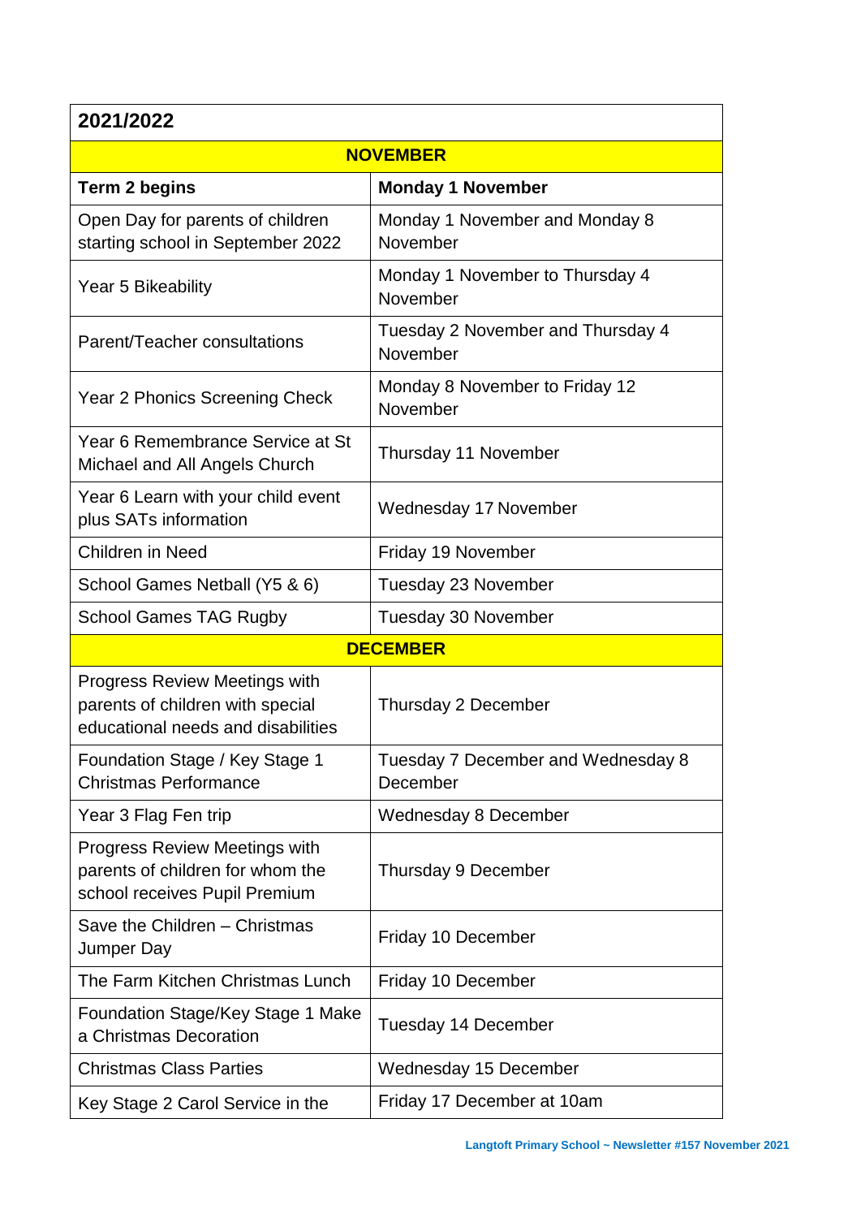| 2021/2022 | |
|---|---|
| **NOVEMBER** | |
| **Term 2 begins** | **Monday 1 November** |
| Open Day for parents of children starting school in September 2022 | Monday 1 November and Monday 8 November |
| Year 5 Bikeability | Monday 1 November to Thursday 4 November |
| Parent/Teacher consultations | Tuesday 2 November and Thursday 4 November |
| Year 2 Phonics Screening Check | Monday 8 November to Friday 12 November |
| Year 6 Remembrance Service at St Michael and All Angels Church | Thursday 11 November |
| Year 6 Learn with your child event plus SATs information | Wednesday 17 November |
| Children in Need | Friday 19 November |
| School Games Netball (Y5 & 6) | Tuesday 23 November |
| School Games TAG Rugby | Tuesday 30 November |
| **DECEMBER** | |
| Progress Review Meetings with parents of children with special educational needs and disabilities | Thursday 2 December |
| Foundation Stage / Key Stage 1 Christmas Performance | Tuesday 7 December and Wednesday 8 December |
| Year 3 Flag Fen trip | Wednesday 8 December |
| Progress Review Meetings with parents of children for whom the school receives Pupil Premium | Thursday 9 December |
| Save the Children – Christmas Jumper Day | Friday 10 December |
| The Farm Kitchen Christmas Lunch | Friday 10 December |
| Foundation Stage/Key Stage 1 Make a Christmas Decoration | Tuesday 14 December |
| Christmas Class Parties | Wednesday 15 December |
| Key Stage 2 Carol Service in the | Friday 17 December at 10am |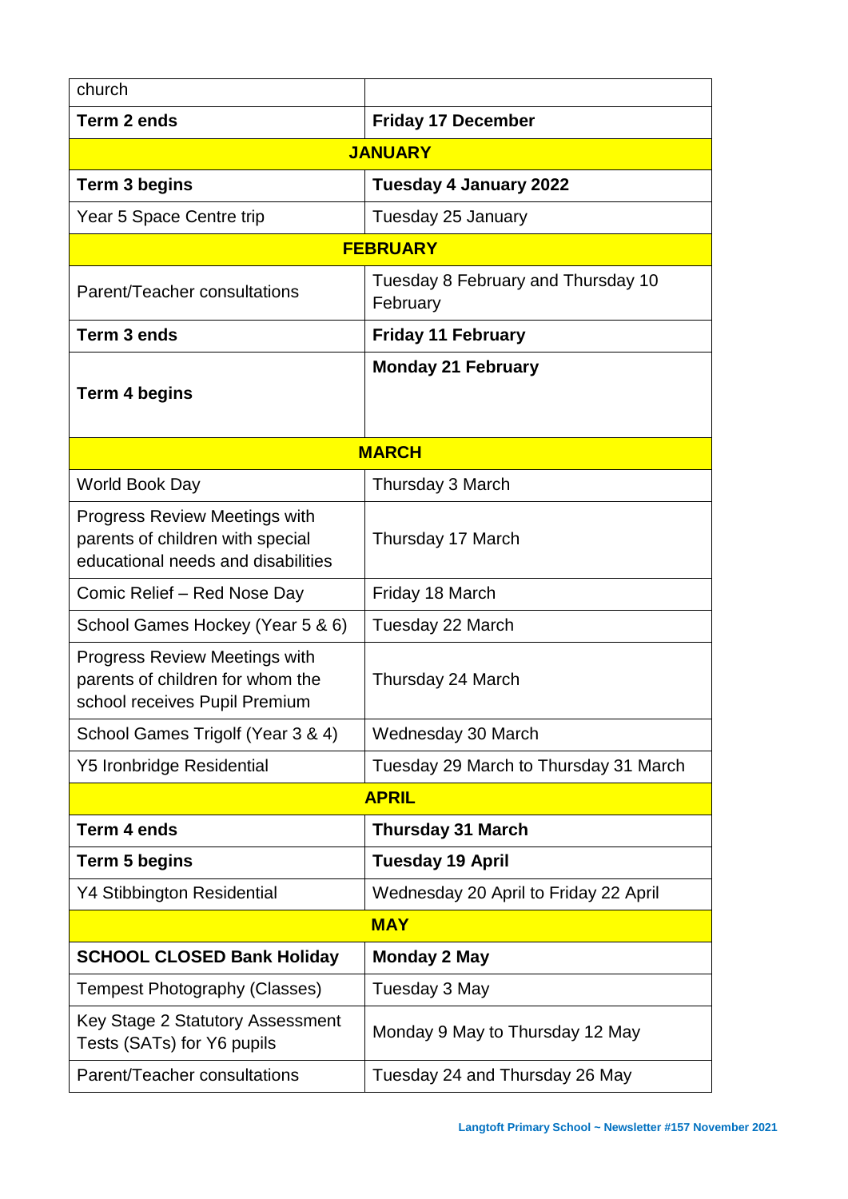| church | |
|---|---|
| **Term 2 ends** | **Friday 17 December** |
| **JANUARY** | |
| **Term 3 begins** | **Tuesday 4 January 2022** |
| Year 5 Space Centre trip | Tuesday 25 January |
| **FEBRUARY** | |
| Parent/Teacher consultations | Tuesday 8 February and Thursday 10 February |
| **Term 3 ends** | **Friday 11 February** |
| **Term 4 begins** | **Monday 21 February** |
| **MARCH** | |
| World Book Day | Thursday 3 March |
| Progress Review Meetings with parents of children with special educational needs and disabilities | Thursday 17 March |
| Comic Relief – Red Nose Day | Friday 18 March |
| School Games Hockey (Year 5 & 6) | Tuesday 22 March |
| Progress Review Meetings with parents of children for whom the school receives Pupil Premium | Thursday 24 March |
| School Games Trigolf (Year 3 & 4) | Wednesday 30 March |
| Y5 Ironbridge Residential | Tuesday 29 March to Thursday 31 March |
| **APRIL** | |
| **Term 4 ends** | **Thursday 31 March** |
| **Term 5 begins** | **Tuesday 19 April** |
| Y4 Stibbington Residential | Wednesday 20 April to Friday 22 April |
| **MAY** | |
| **SCHOOL CLOSED Bank Holiday** | **Monday 2 May** |
| Tempest Photography (Classes) | Tuesday 3 May |
| Key Stage 2 Statutory Assessment Tests (SATs) for Y6 pupils | Monday 9 May to Thursday 12 May |
| Parent/Teacher consultations | Tuesday 24 and Thursday 26 May |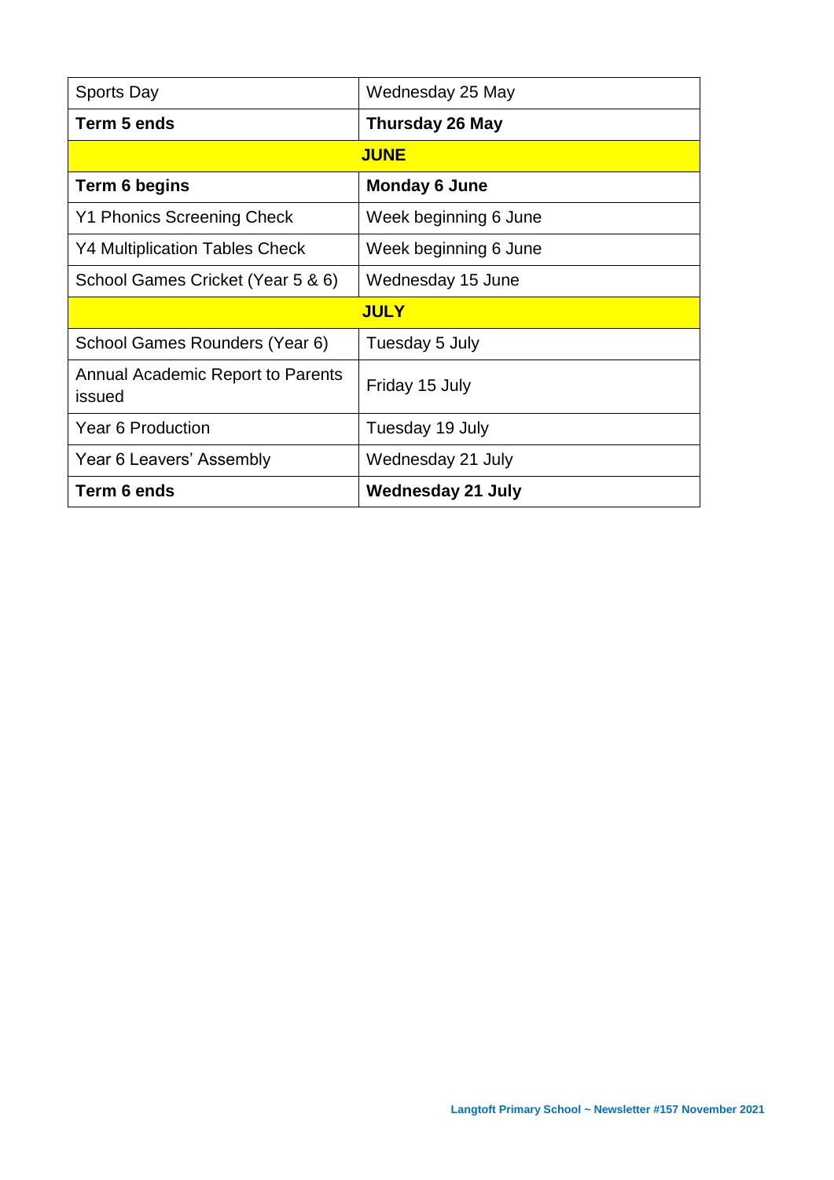| | |
|---|---|
| Sports Day | Wednesday 25 May |
| **Term 5 ends** | **Thursday 26 May** |
| **JUNE** | |
| **Term 6 begins** | **Monday 6 June** |
| Y1 Phonics Screening Check | Week beginning 6 June |
| Y4 Multiplication Tables Check | Week beginning 6 June |
| School Games Cricket (Year 5 & 6) | Wednesday 15 June |
| **JULY** | |
| School Games Rounders (Year 6) | Tuesday 5 July |
| Annual Academic Report to Parents issued | Friday 15 July |
| Year 6 Production | Tuesday 19 July |
| Year 6 Leavers' Assembly | Wednesday 21 July |
| **Term 6 ends** | **Wednesday 21 July** |